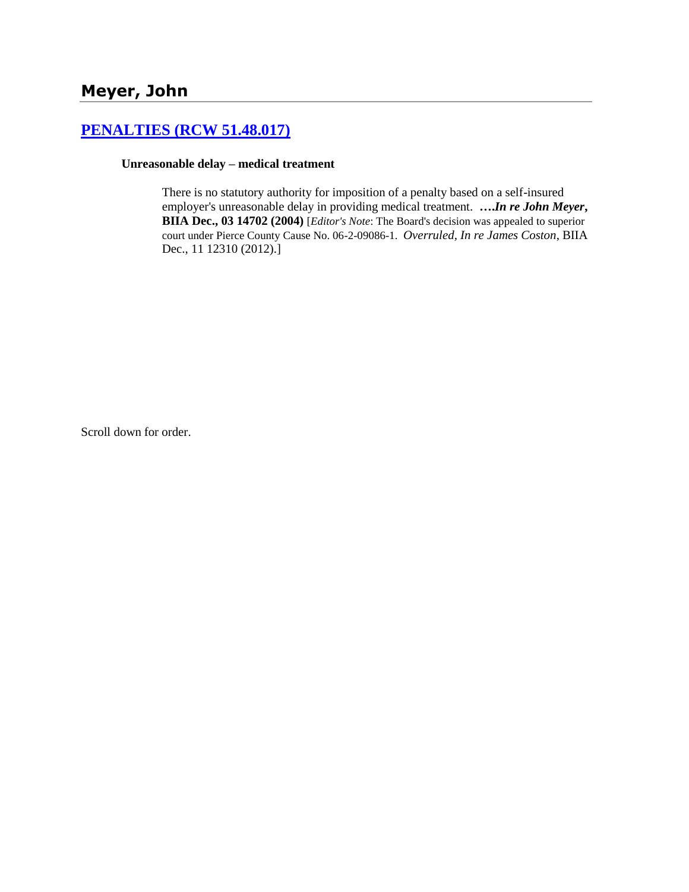# Meyer, John

## [PENALTIES (RCW 51.48.017)]

**Unreasonable delay – medical treatment**

> There is no statutory authority for imposition of a penalty based on a self-insured employer's unreasonable delay in providing medical treatment. ***….In re John Meyer*, BIIA Dec., 03 14702 (2004)** [*Editor's Note*: The Board's decision was appealed to superior court under Pierce County Cause No. 06-2-09086-1. *Overruled*, *In re James Coston*, BIIA Dec., 11 12310 (2012).]

Scroll down for order.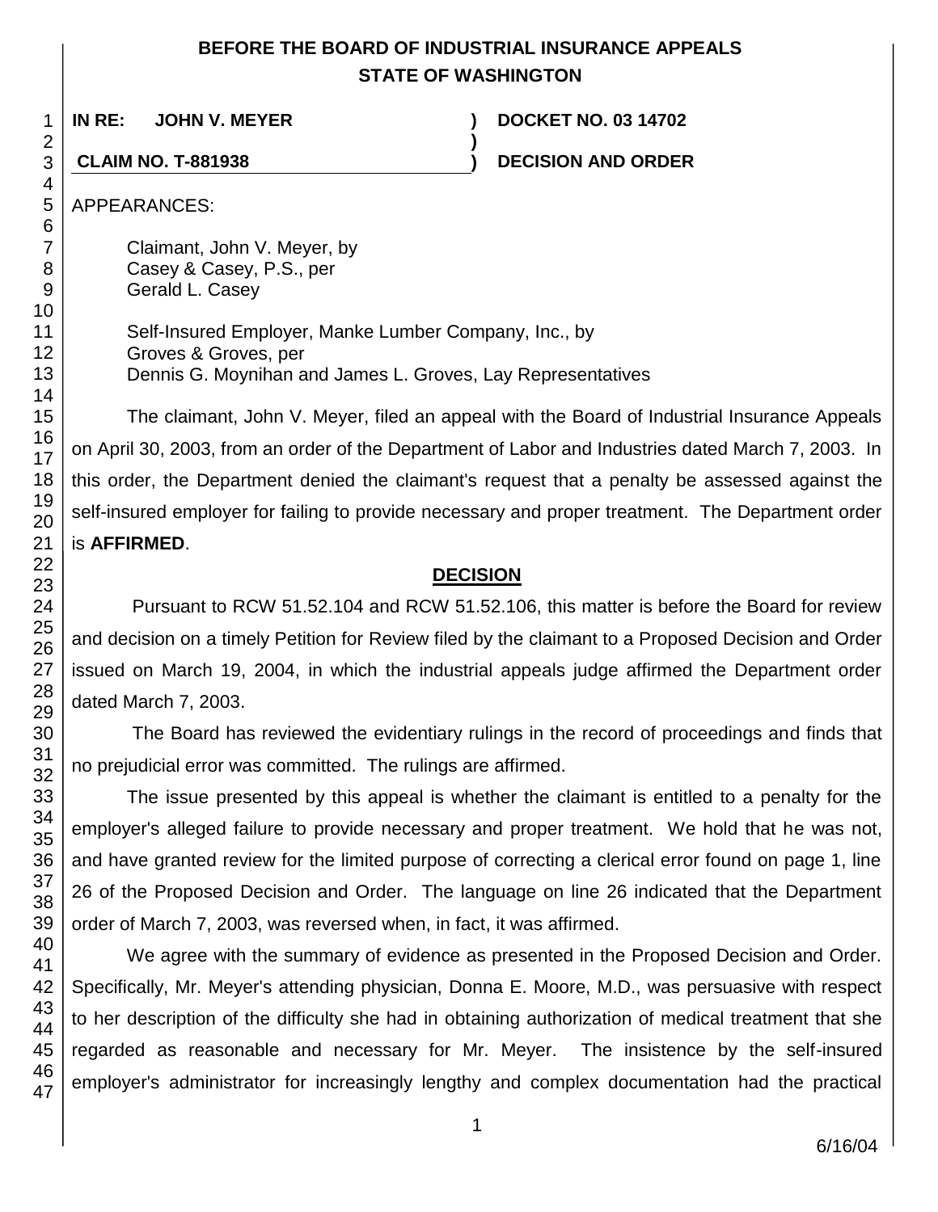# BEFORE THE BOARD OF INDUSTRIAL INSURANCE APPEALS
# STATE OF WASHINGTON

| | | |
|---|---|---|
| **IN RE: JOHN V. MEYER** | **)** | **DOCKET NO. 03 14702** |
| | **)** | |
| **CLAIM NO. T-881938** | **)** | **DECISION AND ORDER** |

APPEARANCES:

Claimant, John V. Meyer, by
Casey & Casey, P.S., per
Gerald L. Casey

Self-Insured Employer, Manke Lumber Company, Inc., by
Groves & Groves, per
Dennis G. Moynihan and James L. Groves, Lay Representatives

The claimant, John V. Meyer, filed an appeal with the Board of Industrial Insurance Appeals on April 30, 2003, from an order of the Department of Labor and Industries dated March 7, 2003. In this order, the Department denied the claimant's request that a penalty be assessed against the self-insured employer for failing to provide necessary and proper treatment. The Department order is **AFFIRMED**.

## DECISION

Pursuant to RCW 51.52.104 and RCW 51.52.106, this matter is before the Board for review and decision on a timely Petition for Review filed by the claimant to a Proposed Decision and Order issued on March 19, 2004, in which the industrial appeals judge affirmed the Department order dated March 7, 2003.

The Board has reviewed the evidentiary rulings in the record of proceedings and finds that no prejudicial error was committed. The rulings are affirmed.

The issue presented by this appeal is whether the claimant is entitled to a penalty for the employer's alleged failure to provide necessary and proper treatment. We hold that he was not, and have granted review for the limited purpose of correcting a clerical error found on page 1, line 26 of the Proposed Decision and Order. The language on line 26 indicated that the Department order of March 7, 2003, was reversed when, in fact, it was affirmed.

We agree with the summary of evidence as presented in the Proposed Decision and Order. Specifically, Mr. Meyer's attending physician, Donna E. Moore, M.D., was persuasive with respect to her description of the difficulty she had in obtaining authorization of medical treatment that she regarded as reasonable and necessary for Mr. Meyer. The insistence by the self-insured employer's administrator for increasingly lengthy and complex documentation had the practical

6/16/04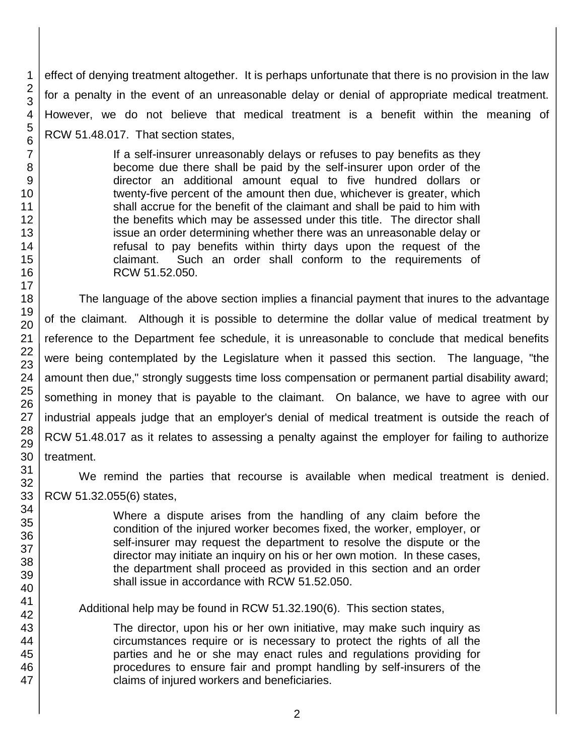effect of denying treatment altogether. It is perhaps unfortunate that there is no provision in the law for a penalty in the event of an unreasonable delay or denial of appropriate medical treatment. However, we do not believe that medical treatment is a benefit within the meaning of RCW 51.48.017. That section states,

> If a self-insurer unreasonably delays or refuses to pay benefits as they become due there shall be paid by the self-insurer upon order of the director an additional amount equal to five hundred dollars or twenty-five percent of the amount then due, whichever is greater, which shall accrue for the benefit of the claimant and shall be paid to him with the benefits which may be assessed under this title. The director shall issue an order determining whether there was an unreasonable delay or refusal to pay benefits within thirty days upon the request of the claimant. Such an order shall conform to the requirements of RCW 51.52.050.

The language of the above section implies a financial payment that inures to the advantage of the claimant. Although it is possible to determine the dollar value of medical treatment by reference to the Department fee schedule, it is unreasonable to conclude that medical benefits were being contemplated by the Legislature when it passed this section. The language, "the amount then due," strongly suggests time loss compensation or permanent partial disability award; something in money that is payable to the claimant. On balance, we have to agree with our industrial appeals judge that an employer's denial of medical treatment is outside the reach of RCW 51.48.017 as it relates to assessing a penalty against the employer for failing to authorize treatment.

We remind the parties that recourse is available when medical treatment is denied. RCW 51.32.055(6) states,

> Where a dispute arises from the handling of any claim before the condition of the injured worker becomes fixed, the worker, employer, or self-insurer may request the department to resolve the dispute or the director may initiate an inquiry on his or her own motion. In these cases, the department shall proceed as provided in this section and an order shall issue in accordance with RCW 51.52.050.

Additional help may be found in RCW 51.32.190(6). This section states,

> The director, upon his or her own initiative, may make such inquiry as circumstances require or is necessary to protect the rights of all the parties and he or she may enact rules and regulations providing for procedures to ensure fair and prompt handling by self-insurers of the claims of injured workers and beneficiaries.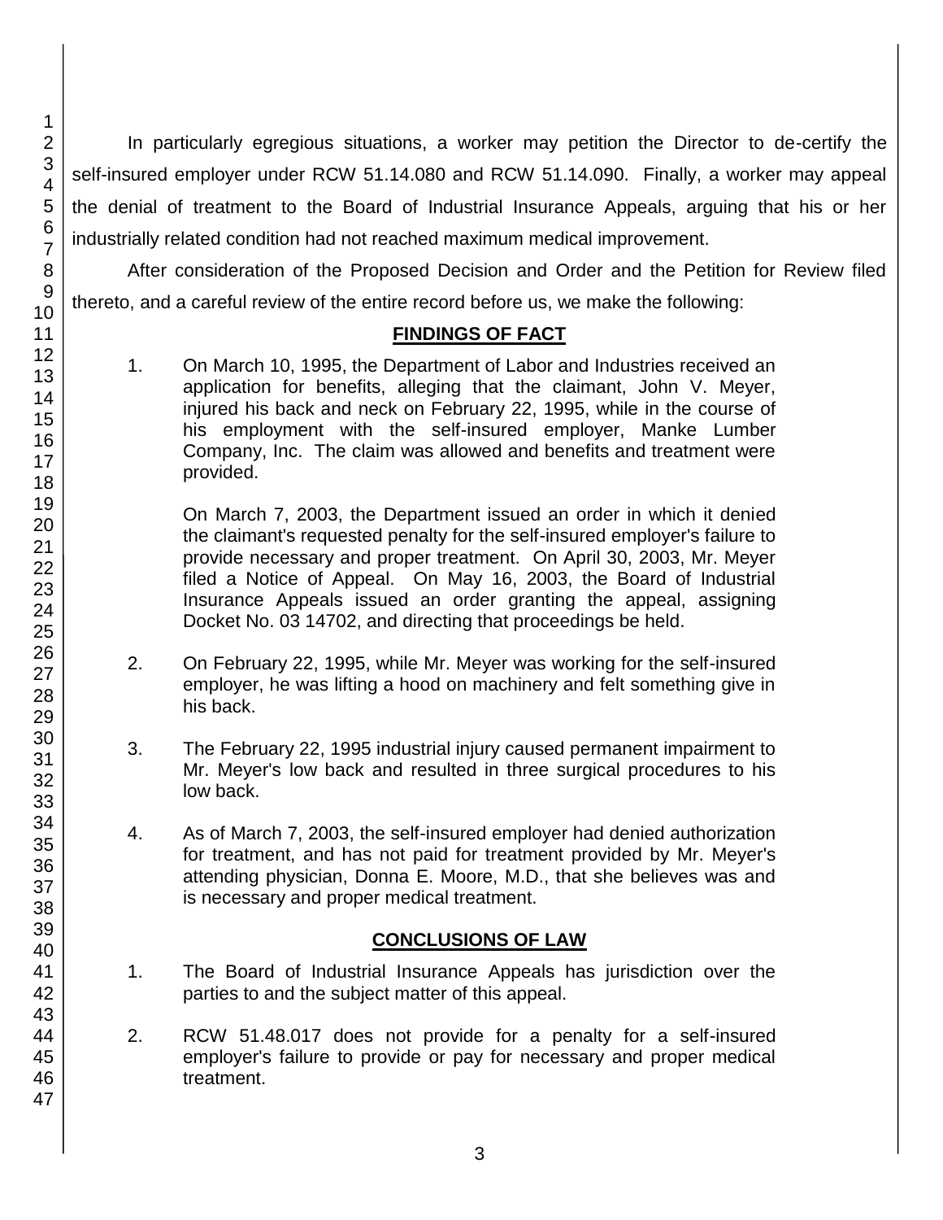In particularly egregious situations, a worker may petition the Director to de-certify the self-insured employer under RCW 51.14.080 and RCW 51.14.090. Finally, a worker may appeal the denial of treatment to the Board of Industrial Insurance Appeals, arguing that his or her industrially related condition had not reached maximum medical improvement.

After consideration of the Proposed Decision and Order and the Petition for Review filed thereto, and a careful review of the entire record before us, we make the following:

## FINDINGS OF FACT

1. On March 10, 1995, the Department of Labor and Industries received an application for benefits, alleging that the claimant, John V. Meyer, injured his back and neck on February 22, 1995, while in the course of his employment with the self-insured employer, Manke Lumber Company, Inc. The claim was allowed and benefits and treatment were provided.

   On March 7, 2003, the Department issued an order in which it denied the claimant's requested penalty for the self-insured employer's failure to provide necessary and proper treatment. On April 30, 2003, Mr. Meyer filed a Notice of Appeal. On May 16, 2003, the Board of Industrial Insurance Appeals issued an order granting the appeal, assigning Docket No. 03 14702, and directing that proceedings be held.

2. On February 22, 1995, while Mr. Meyer was working for the self-insured employer, he was lifting a hood on machinery and felt something give in his back.

3. The February 22, 1995 industrial injury caused permanent impairment to Mr. Meyer's low back and resulted in three surgical procedures to his low back.

4. As of March 7, 2003, the self-insured employer had denied authorization for treatment, and has not paid for treatment provided by Mr. Meyer's attending physician, Donna E. Moore, M.D., that she believes was and is necessary and proper medical treatment.

## CONCLUSIONS OF LAW

1. The Board of Industrial Insurance Appeals has jurisdiction over the parties to and the subject matter of this appeal.

2. RCW 51.48.017 does not provide for a penalty for a self-insured employer's failure to provide or pay for necessary and proper medical treatment.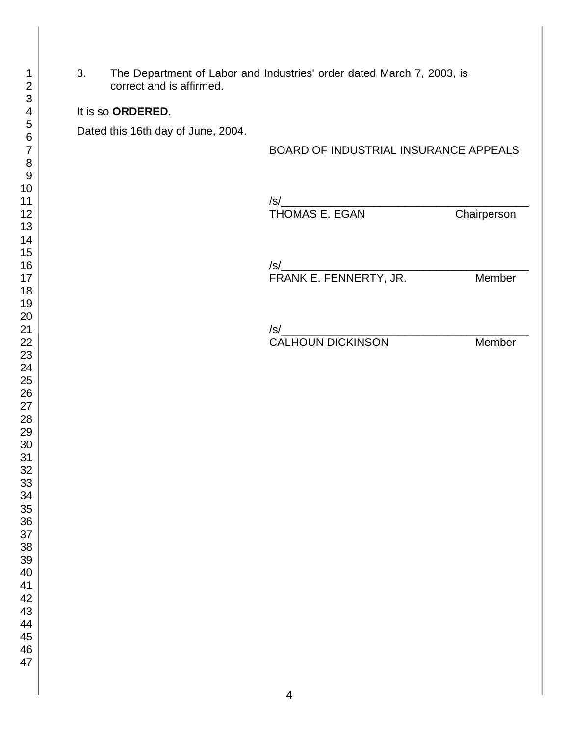3. The Department of Labor and Industries' order dated March 7, 2003, is correct and is affirmed.

It is so **ORDERED**.

Dated this 16th day of June, 2004.

BOARD OF INDUSTRIAL INSURANCE APPEALS

/s/\_\_\_\_\_\_\_\_\_\_\_\_\_\_\_\_\_\_\_\_\_\_\_\_\_\_\_\_\_\_\_\_\_\_\_\_\_\_\_\_
THOMAS E. EGAN Chairperson

/s/\_\_\_\_\_\_\_\_\_\_\_\_\_\_\_\_\_\_\_\_\_\_\_\_\_\_\_\_\_\_\_\_\_\_\_\_\_\_\_\_
FRANK E. FENNERTY, JR. Member

/s/\_\_\_\_\_\_\_\_\_\_\_\_\_\_\_\_\_\_\_\_\_\_\_\_\_\_\_\_\_\_\_\_\_\_\_\_\_\_\_\_
CALHOUN DICKINSON Member